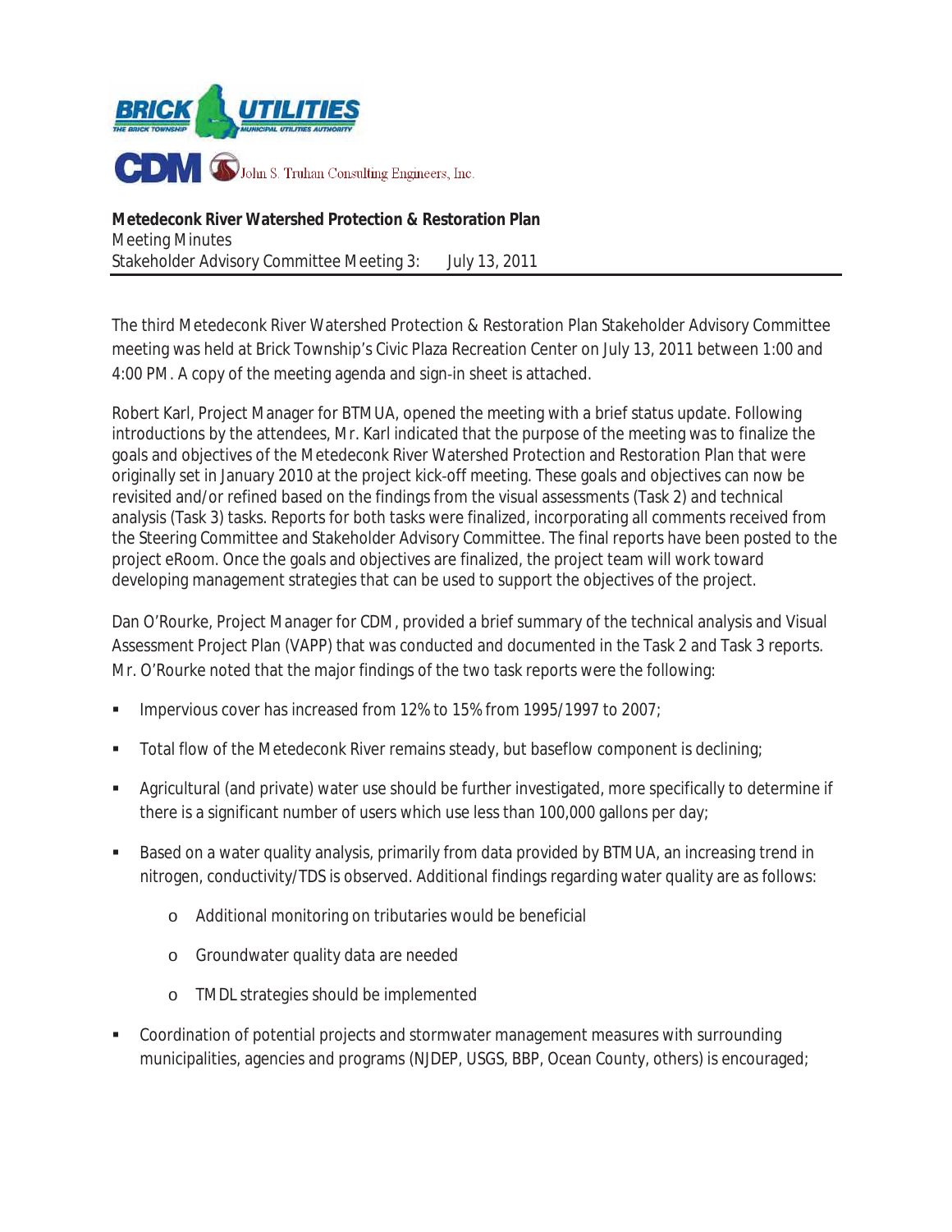BRICK UTILITIES
THE BRICK TOWNSHIP MUNICIPAL UTILITIES AUTHORITY

CDM John S. Truhan Consulting Engineers, Inc.

**Metedeconk River Watershed Protection & Restoration Plan**
Meeting Minutes
Stakeholder Advisory Committee Meeting 3: July 13, 2011

---

The third Metedeconk River Watershed Protection & Restoration Plan Stakeholder Advisory Committee meeting was held at Brick Township's Civic Plaza Recreation Center on July 13, 2011 between 1:00 and 4:00 PM. A copy of the meeting agenda and sign-in sheet is attached.

Robert Karl, Project Manager for BTMUA, opened the meeting with a brief status update. Following introductions by the attendees, Mr. Karl indicated that the purpose of the meeting was to finalize the goals and objectives of the Metedeconk River Watershed Protection and Restoration Plan that were originally set in January 2010 at the project kick-off meeting. These goals and objectives can now be revisited and/or refined based on the findings from the visual assessments (Task 2) and technical analysis (Task 3) tasks. Reports for both tasks were finalized, incorporating all comments received from the Steering Committee and Stakeholder Advisory Committee. The final reports have been posted to the project eRoom. Once the goals and objectives are finalized, the project team will work toward developing management strategies that can be used to support the objectives of the project.

Dan O'Rourke, Project Manager for CDM, provided a brief summary of the technical analysis and Visual Assessment Project Plan (VAPP) that was conducted and documented in the Task 2 and Task 3 reports. Mr. O'Rourke noted that the major findings of the two task reports were the following:

- Impervious cover has increased from 12% to 15% from 1995/1997 to 2007;
- Total flow of the Metedeconk River remains steady, but baseflow component is declining;
- Agricultural (and private) water use should be further investigated, more specifically to determine if there is a significant number of users which use less than 100,000 gallons per day;
- Based on a water quality analysis, primarily from data provided by BTMUA, an increasing trend in nitrogen, conductivity/TDS is observed. Additional findings regarding water quality are as follows:
  - Additional monitoring on tributaries would be beneficial
  - Groundwater quality data are needed
  - TMDL strategies should be implemented
- Coordination of potential projects and stormwater management measures with surrounding municipalities, agencies and programs (NJDEP, USGS, BBP, Ocean County, others) is encouraged;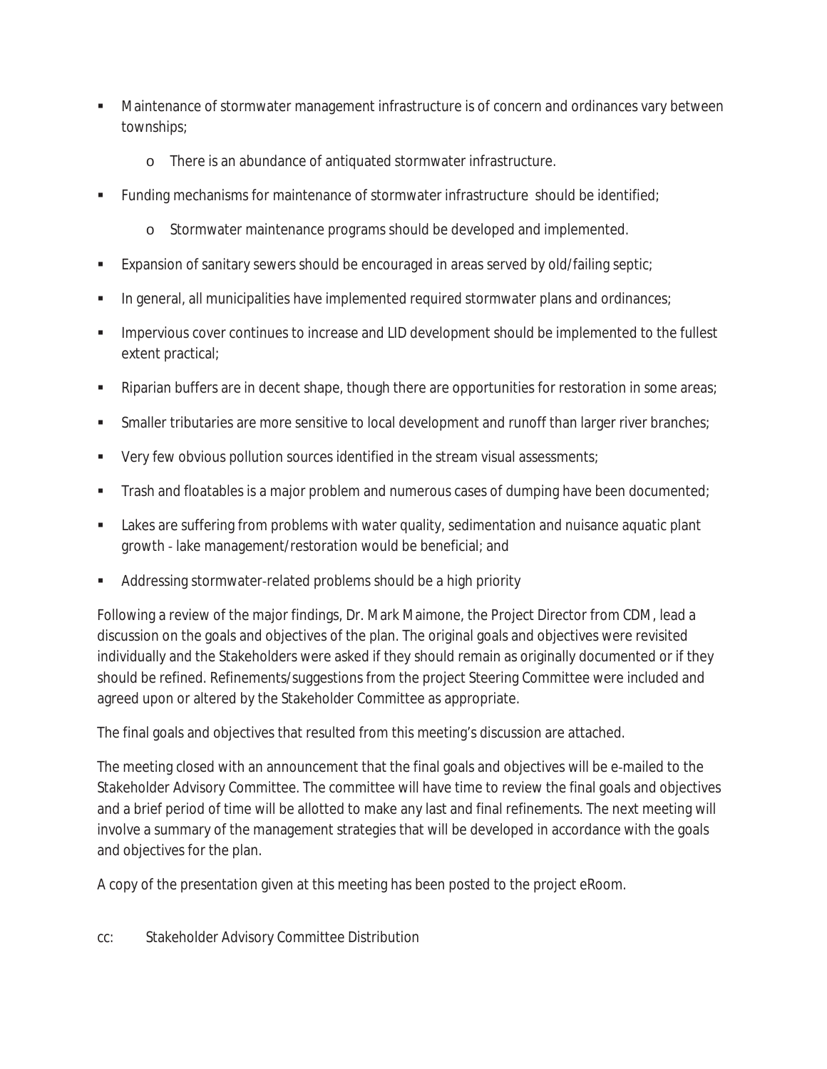- Maintenance of stormwater management infrastructure is of concern and ordinances vary between townships;
  - There is an abundance of antiquated stormwater infrastructure.
- Funding mechanisms for maintenance of stormwater infrastructure should be identified;
  - Stormwater maintenance programs should be developed and implemented.
- Expansion of sanitary sewers should be encouraged in areas served by old/failing septic;
- In general, all municipalities have implemented required stormwater plans and ordinances;
- Impervious cover continues to increase and LID development should be implemented to the fullest extent practical;
- Riparian buffers are in decent shape, though there are opportunities for restoration in some areas;
- Smaller tributaries are more sensitive to local development and runoff than larger river branches;
- Very few obvious pollution sources identified in the stream visual assessments;
- Trash and floatables is a major problem and numerous cases of dumping have been documented;
- Lakes are suffering from problems with water quality, sedimentation and nuisance aquatic plant growth - lake management/restoration would be beneficial; and
- Addressing stormwater-related problems should be a high priority

Following a review of the major findings, Dr. Mark Maimone, the Project Director from CDM, lead a discussion on the goals and objectives of the plan. The original goals and objectives were revisited individually and the Stakeholders were asked if they should remain as originally documented or if they should be refined. Refinements/suggestions from the project Steering Committee were included and agreed upon or altered by the Stakeholder Committee as appropriate.

The final goals and objectives that resulted from this meeting's discussion are attached.

The meeting closed with an announcement that the final goals and objectives will be e-mailed to the Stakeholder Advisory Committee. The committee will have time to review the final goals and objectives and a brief period of time will be allotted to make any last and final refinements. The next meeting will involve a summary of the management strategies that will be developed in accordance with the goals and objectives for the plan.

A copy of the presentation given at this meeting has been posted to the project eRoom.

cc: Stakeholder Advisory Committee Distribution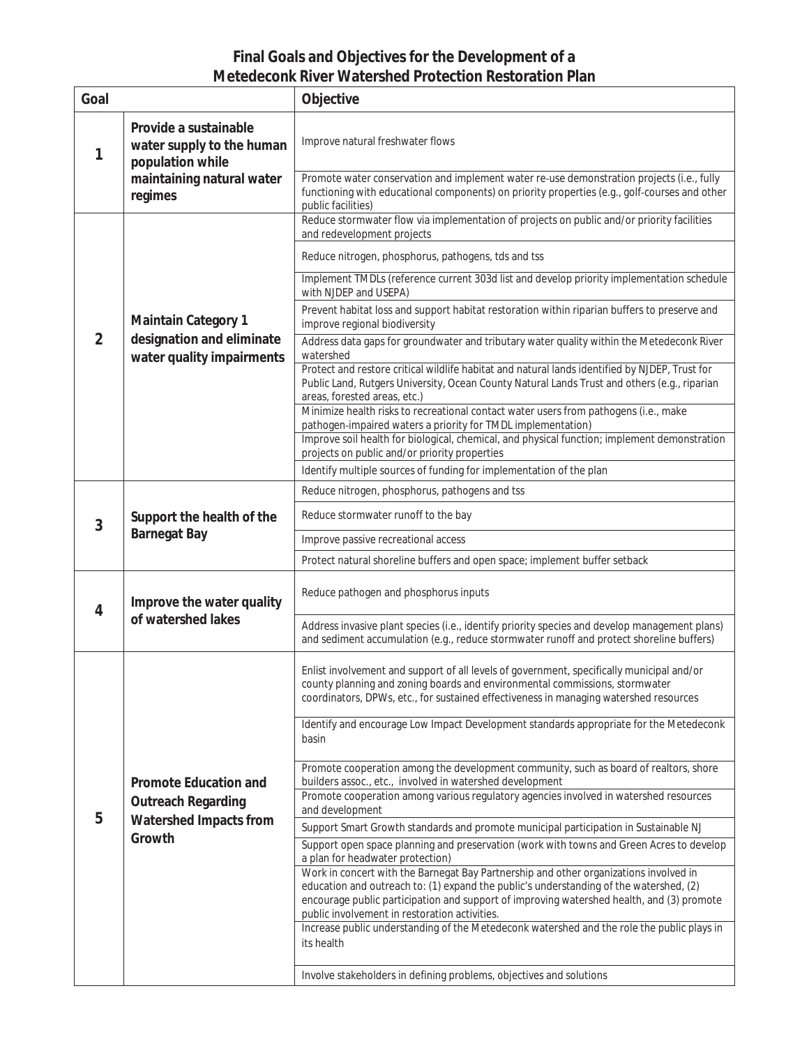# Final Goals and Objectives for the Development of a Metedeconk River Watershed Protection Restoration Plan

| Goal | | Objective |
|---|---|---|
| 1 | **Provide a sustainable water supply to the human population while maintaining natural water regimes** | Improve natural freshwater flows |
| | | Promote water conservation and implement water re-use demonstration projects (i.e., fully functioning with educational components) on priority properties (e.g., golf-courses and other public facilities) |
| 2 | **Maintain Category 1 designation and eliminate water quality impairments** | Reduce stormwater flow via implementation of projects on public and/or priority facilities and redevelopment projects |
| | | Reduce nitrogen, phosphorus, pathogens, tds and tss |
| | | Implement TMDLs (reference current 303d list and develop priority implementation schedule with NJDEP and USEPA) |
| | | Prevent habitat loss and support habitat restoration within riparian buffers to preserve and improve regional biodiversity |
| | | Address data gaps for groundwater and tributary water quality within the Metedeconk River watershed |
| | | Protect and restore critical wildlife habitat and natural lands identified by NJDEP, Trust for Public Land, Rutgers University, Ocean County Natural Lands Trust and others (e.g., riparian areas, forested areas, etc.) |
| | | Minimize health risks to recreational contact water users from pathogens (i.e., make pathogen-impaired waters a priority for TMDL implementation) |
| | | Improve soil health for biological, chemical, and physical function; implement demonstration projects on public and/or priority properties |
| | | Identify multiple sources of funding for implementation of the plan |
| 3 | **Support the health of the Barnegat Bay** | Reduce nitrogen, phosphorus, pathogens and tss |
| | | Reduce stormwater runoff to the bay |
| | | Improve passive recreational access |
| | | Protect natural shoreline buffers and open space; implement buffer setback |
| 4 | **Improve the water quality of watershed lakes** | Reduce pathogen and phosphorus inputs |
| | | Address invasive plant species (i.e., identify priority species and develop management plans) and sediment accumulation (e.g., reduce stormwater runoff and protect shoreline buffers) |
| 5 | **Promote Education and Outreach Regarding Watershed Impacts from Growth** | Enlist involvement and support of all levels of government, specifically municipal and/or county planning and zoning boards and environmental commissions, stormwater coordinators, DPWs, etc., for sustained effectiveness in managing watershed resources |
| | | Identify and encourage Low Impact Development standards appropriate for the Metedeconk basin |
| | | Promote cooperation among the development community, such as board of realtors, shore builders assoc., etc., involved in watershed development |
| | | Promote cooperation among various regulatory agencies involved in watershed resources and development |
| | | Support Smart Growth standards and promote municipal participation in Sustainable NJ |
| | | Support open space planning and preservation (work with towns and Green Acres to develop a plan for headwater protection) |
| | | Work in concert with the Barnegat Bay Partnership and other organizations involved in education and outreach to: (1) expand the public's understanding of the watershed, (2) encourage public participation and support of improving watershed health, and (3) promote public involvement in restoration activities. |
| | | Increase public understanding of the Metedeconk watershed and the role the public plays in its health |
| | | Involve stakeholders in defining problems, objectives and solutions |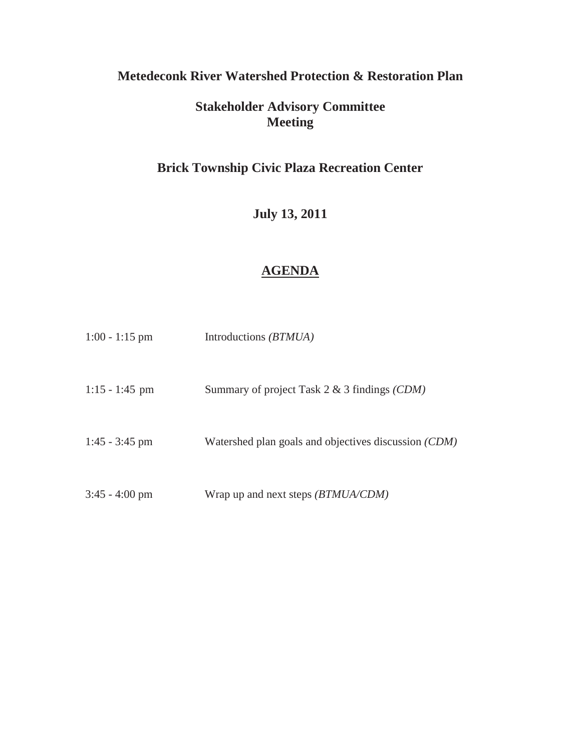**Metedeconk River Watershed Protection & Restoration Plan**

**Stakeholder Advisory Committee Meeting**

**Brick Township Civic Plaza Recreation Center**

**July 13, 2011**

## AGENDA

| | |
|---|---|
| 1:00 - 1:15 pm | Introductions *(BTMUA)* |
| 1:15 - 1:45 pm | Summary of project Task 2 & 3 findings *(CDM)* |
| 1:45 - 3:45 pm | Watershed plan goals and objectives discussion *(CDM)* |
| 3:45 - 4:00 pm | Wrap up and next steps *(BTMUA/CDM)* |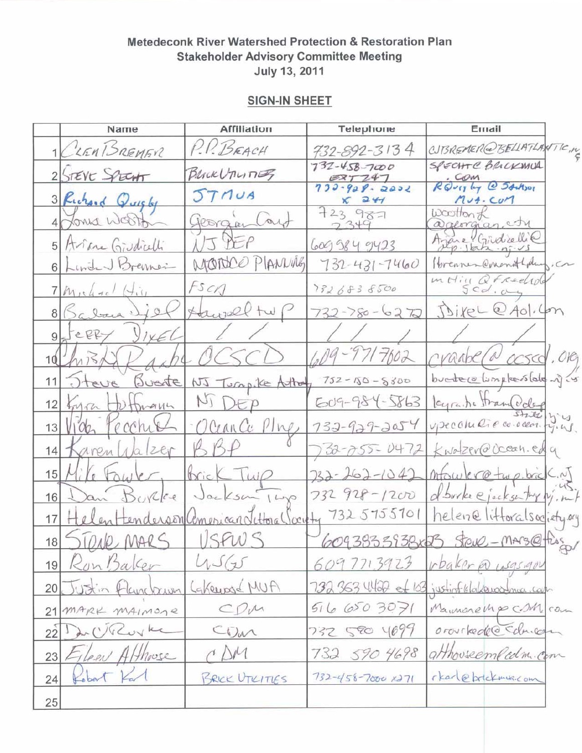**Metedeconk River Watershed Protection & Restoration Plan**
**Stakeholder Advisory Committee Meeting**
**July 13, 2011**

## SIGN-IN SHEET

| | Name | Affiliation | Telephone | Email |
|---|---|---|---|---|
| 1 | Glen Bremer | P.P. Beach | 732-892-3134 | GJBREMER@BELLATLANTIC.NET |
| 2 | Steve Specht | Brick Utilities | 732-458-7000 ext 247 | SPECHT@BRICKMUA.COM |
| 3 | Richard Quigley | JTMUA | 732-928-2222 x 241 | RQuigley@JacksonMUA.com |
| 4 | Louise Wootton | Georgian Court | 732 987 2349 | woottonl@georgian.edu |
| 5 | Ariane Giudicelli | NJ DEP | 609 984 9423 | Ariane.Giudicelli@dep.state.nj.us |
| 6 | Linda J Brennan | MONMOUTH PLANNING | 732-431-7460 | lbrennan@monmouthplanning.com |
| 7 | Michael Hill | FSCD | 732 683 8500 | mHill@Freehold SCD.org |
| 8 | Barbara Dixel | Howell twp | 732-780-6272 | JDixeL@Aol.com |
| 9 | Jerry Dixel | / / | / / | / |
| 10 | Chris Raabe | OCSCD | 609-971-7002 | craabe@ocscd.org |
| 11 | Steve Buente | NJ Turnpike Authority | 732-750-5300 | buente@turnpike.state.nj.us |
| 12 | Kyra Hoffmann | NJ DEP | 609-984-5863 | kyra.hoffmann@dep.state.nj.us |
| 13 | Vicki Pecchioli | Ocean Co Plng | 732-929-2054 | vpecchioli@co.ocean.nj.us |
| 14 | Karen Walzer | BBP | 732-255-0472 | kwalzer@ocean.edu |
| 15 | Mike Fowler | Brick Twp | 732-262-1042 | mfowler@twp.brick.nj.us |
| 16 | Dan Burke | Jackson Twp | 732 928-1200 | dburke@jacksontwpnj.net |
| 17 | Helen Henderson | American Littoral Society | 732 5755701 | helen@littoralsociety.org |
| 18 | Steve Mars | USFWS | 6093833938x23 | steve_mars@fws.gov |
| 19 | Ron Baker | USGS | 609 771 3923 | rbaker@usgs.gov |
| 20 | Justin Flancbaum | Lakewood MUA | 732 363 4422 ext 103 | justinf@lakewoodmua.com |
| 21 | MARK MAIMONE | CDM | 516 650 3071 | MaimoneM@CDM.com |
| 22 | Dan O'Rourke | CDM | 732 590 4699 | orourkede@cdm.com |
| 23 | Eileen Althouse | CDM | 732 590 4698 | althouseem@cdm.com |
| 24 | Robert Karl | BRICK UTILITIES | 732-458-7000 x271 | rkarl@brickmua.com |
| 25 | | | | |